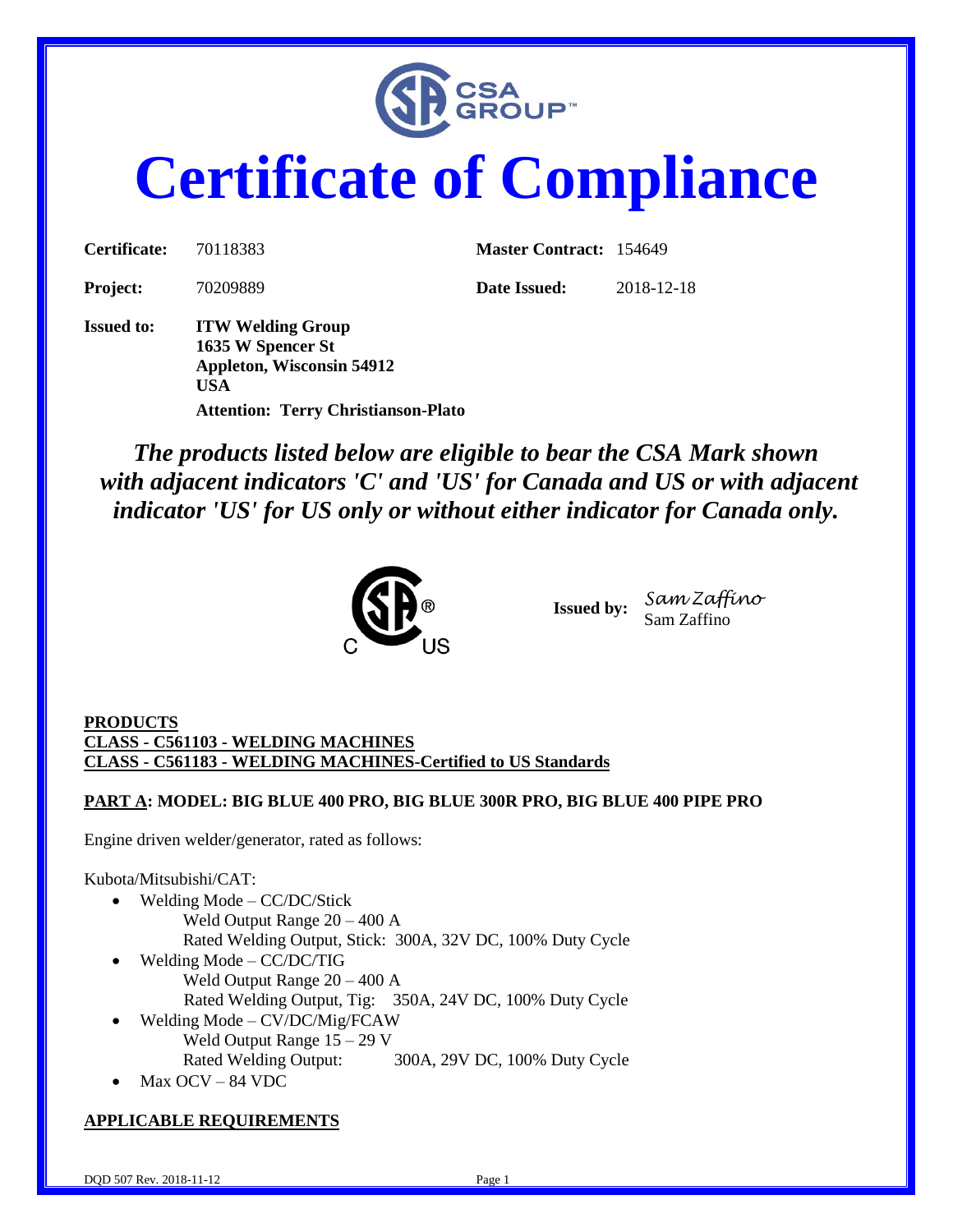# Certificate of Compliance

**Certificate:** 70118383 **Master Contract:** 154649

**Project:** 70209889 **Date Issued:** 2018-12-18

**Issued to:** **ITW Welding Group**
**1635 W Spencer St**
**Appleton, Wisconsin 54912**
**USA**
**Attention: Terry Christianson-Plato**

***The products listed below are eligible to bear the CSA Mark shown with adjacent indicators 'C' and 'US' for Canada and US or with adjacent indicator 'US' for US only or without either indicator for Canada only.***

**Issued by:** Sam Zaffino
Sam Zaffino

**PRODUCTS**
**CLASS - C561103 - WELDING MACHINES**
**CLASS - C561183 - WELDING MACHINES-Certified to US Standards**

**PART A: MODEL: BIG BLUE 400 PRO, BIG BLUE 300R PRO, BIG BLUE 400 PIPE PRO**

Engine driven welder/generator, rated as follows:

Kubota/Mitsubishi/CAT:

- Welding Mode – CC/DC/Stick
  - Weld Output Range 20 – 400 A
  - Rated Welding Output, Stick: 300A, 32V DC, 100% Duty Cycle
- Welding Mode – CC/DC/TIG
  - Weld Output Range 20 – 400 A
  - Rated Welding Output, Tig: 350A, 24V DC, 100% Duty Cycle
- Welding Mode – CV/DC/Mig/FCAW
  - Weld Output Range 15 – 29 V
  - Rated Welding Output: 300A, 29V DC, 100% Duty Cycle
- Max OCV – 84 VDC

**APPLICABLE REQUIREMENTS**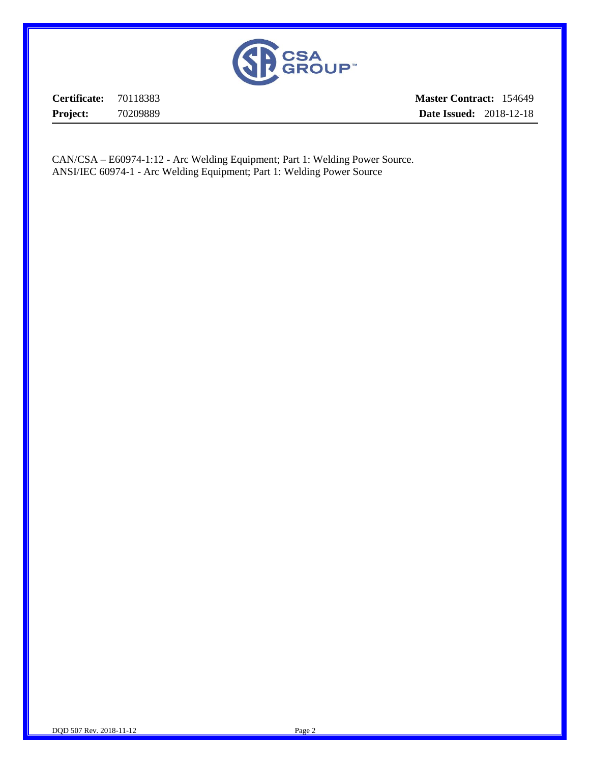**Certificate:** 70118383 **Master Contract:** 154649

**Project:** 70209889 **Date Issued:** 2018-12-18

CAN/CSA – E60974-1:12 - Arc Welding Equipment; Part 1: Welding Power Source.
ANSI/IEC 60974-1 - Arc Welding Equipment; Part 1: Welding Power Source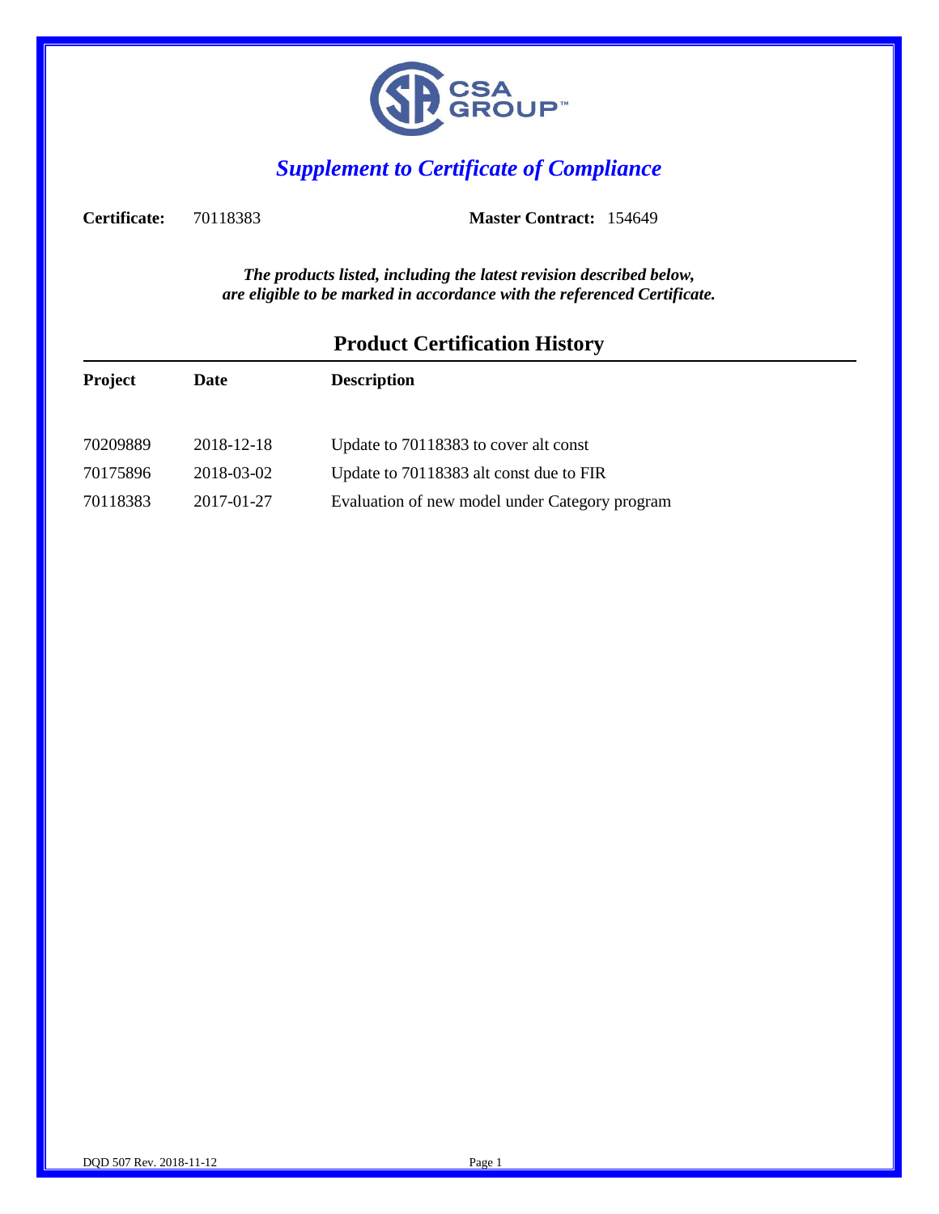# *Supplement to Certificate of Compliance*

**Certificate:** 70118383 **Master Contract:** 154649

***The products listed, including the latest revision described below, are eligible to be marked in accordance with the referenced Certificate.***

## Product Certification History

| Project | Date | Description |
|---|---|---|
| 70209889 | 2018-12-18 | Update to 70118383 to cover alt const |
| 70175896 | 2018-03-02 | Update to 70118383 alt const due to FIR |
| 70118383 | 2017-01-27 | Evaluation of new model under Category program |

DQD 507 Rev. 2018-11-12